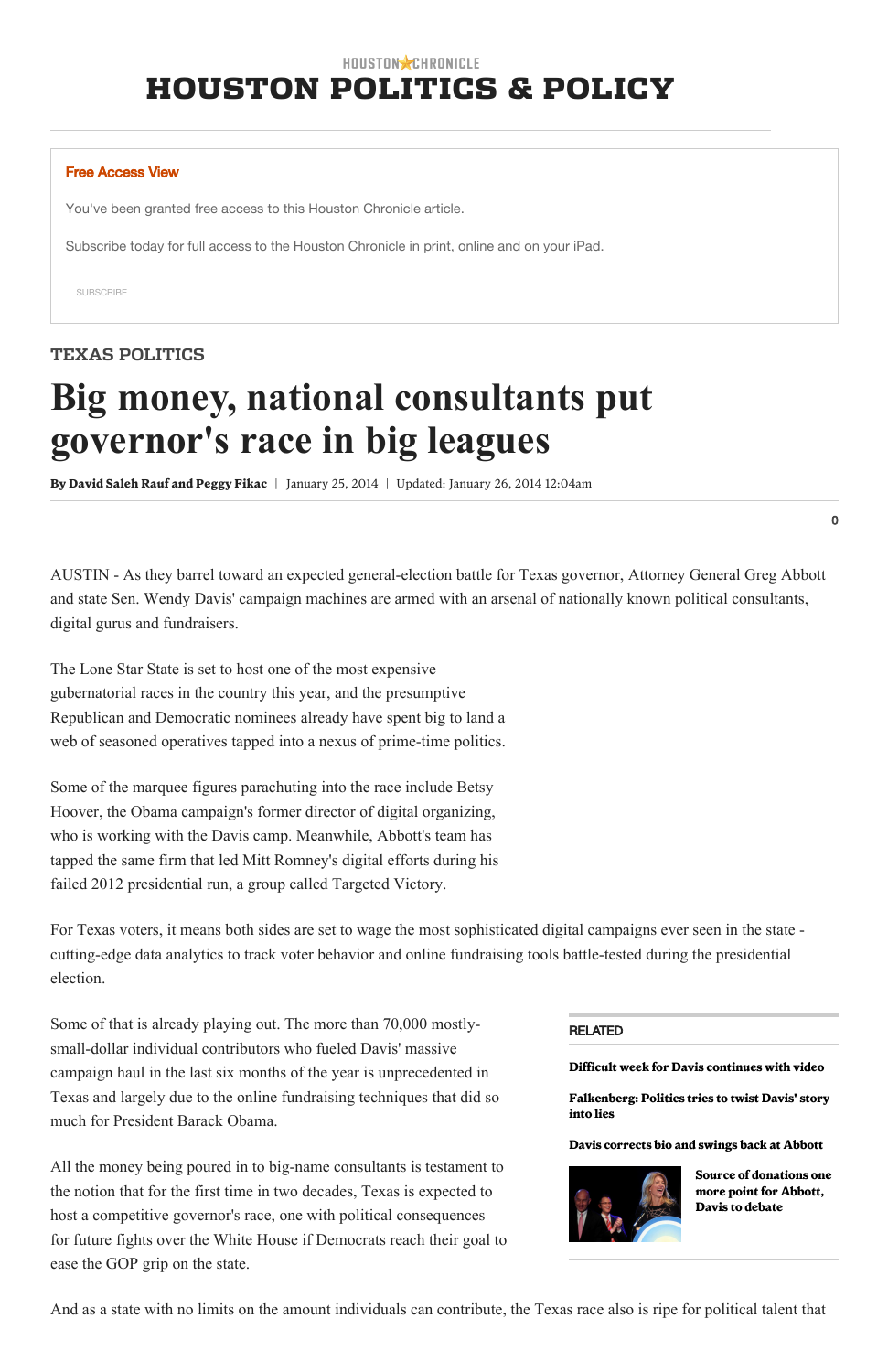HOUSTON CHRONICLE

# HOUSTON POLITICS & POLICY

**Free Access View**

You've been granted free access to this Houston Chronicle article.

Subscribe today for full access to the Houston Chronicle in print, online and on your iPad.

SUBSCRIBE

## TEXAS POLITICS

# Big money, national consultants put governor's race in big leagues

**By David Saleh Rauf and Peggy Fikac** | January 25, 2014 | Updated: January 26, 2014 12:04am

0

AUSTIN - As they barrel toward an expected general-election battle for Texas governor, Attorney General Greg Abbott and state Sen. Wendy Davis' campaign machines are armed with an arsenal of nationally known political consultants, digital gurus and fundraisers.

The Lone Star State is set to host one of the most expensive gubernatorial races in the country this year, and the presumptive Republican and Democratic nominees already have spent big to land a web of seasoned operatives tapped into a nexus of prime-time politics.

Some of the marquee figures parachuting into the race include Betsy Hoover, the Obama campaign's former director of digital organizing, who is working with the Davis camp. Meanwhile, Abbott's team has tapped the same firm that led Mitt Romney's digital efforts during his failed 2012 presidential run, a group called Targeted Victory.

For Texas voters, it means both sides are set to wage the most sophisticated digital campaigns ever seen in the state - cutting-edge data analytics to track voter behavior and online fundraising tools battle-tested during the presidential election.

Some of that is already playing out. The more than 70,000 mostly-small-dollar individual contributors who fueled Davis' massive campaign haul in the last six months of the year is unprecedented in Texas and largely due to the online fundraising techniques that did so much for President Barack Obama.

All the money being poured in to big-name consultants is testament to the notion that for the first time in two decades, Texas is expected to host a competitive governor's race, one with political consequences for future fights over the White House if Democrats reach their goal to ease the GOP grip on the state.

**RELATED**

**Difficult week for Davis continues with video**

**Falkenberg: Politics tries to twist Davis' story into lies**

**Davis corrects bio and swings back at Abbott**

**Source of donations one more point for Abbott, Davis to debate**

And as a state with no limits on the amount individuals can contribute, the Texas race also is ripe for political talent that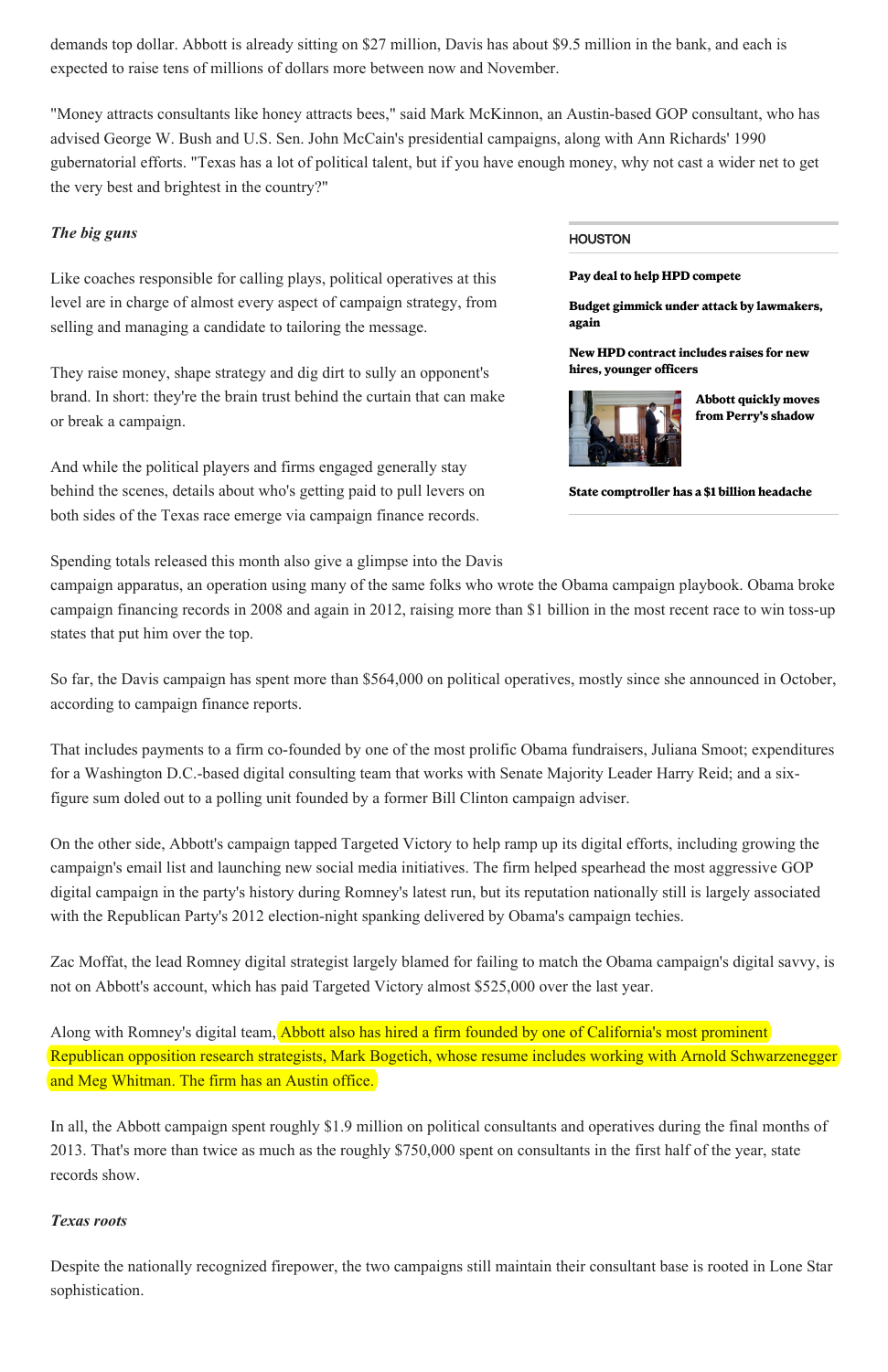demands top dollar. Abbott is already sitting on $27 million, Davis has about $9.5 million in the bank, and each is expected to raise tens of millions of dollars more between now and November.

"Money attracts consultants like honey attracts bees," said Mark McKinnon, an Austin-based GOP consultant, who has advised George W. Bush and U.S. Sen. John McCain's presidential campaigns, along with Ann Richards' 1990 gubernatorial efforts. "Texas has a lot of political talent, but if you have enough money, why not cast a wider net to get the very best and brightest in the country?"

### *The big guns*

Like coaches responsible for calling plays, political operatives at this level are in charge of almost every aspect of campaign strategy, from selling and managing a candidate to tailoring the message.

They raise money, shape strategy and dig dirt to sully an opponent's brand. In short: they're the brain trust behind the curtain that can make or break a campaign.

And while the political players and firms engaged generally stay behind the scenes, details about who's getting paid to pull levers on both sides of the Texas race emerge via campaign finance records.

Spending totals released this month also give a glimpse into the Davis campaign apparatus, an operation using many of the same folks who wrote the Obama campaign playbook. Obama broke campaign financing records in 2008 and again in 2012, raising more than $1 billion in the most recent race to win toss-up states that put him over the top.

So far, the Davis campaign has spent more than $564,000 on political operatives, mostly since she announced in October, according to campaign finance reports.

That includes payments to a firm co-founded by one of the most prolific Obama fundraisers, Juliana Smoot; expenditures for a Washington D.C.-based digital consulting team that works with Senate Majority Leader Harry Reid; and a six-figure sum doled out to a polling unit founded by a former Bill Clinton campaign adviser.

On the other side, Abbott's campaign tapped Targeted Victory to help ramp up its digital efforts, including growing the campaign's email list and launching new social media initiatives. The firm helped spearhead the most aggressive GOP digital campaign in the party's history during Romney's latest run, but its reputation nationally still is largely associated with the Republican Party's 2012 election-night spanking delivered by Obama's campaign techies.

Zac Moffat, the lead Romney digital strategist largely blamed for failing to match the Obama campaign's digital savvy, is not on Abbott's account, which has paid Targeted Victory almost $525,000 over the last year.

Along with Romney's digital team, Abbott also has hired a firm founded by one of California's most prominent Republican opposition research strategists, Mark Bogetich, whose resume includes working with Arnold Schwarzenegger and Meg Whitman. The firm has an Austin office.

In all, the Abbott campaign spent roughly $1.9 million on political consultants and operatives during the final months of 2013. That's more than twice as much as the roughly $750,000 spent on consultants in the first half of the year, state records show.

### *Texas roots*

Despite the nationally recognized firepower, the two campaigns still maintain their consultant base is rooted in Lone Star sophistication.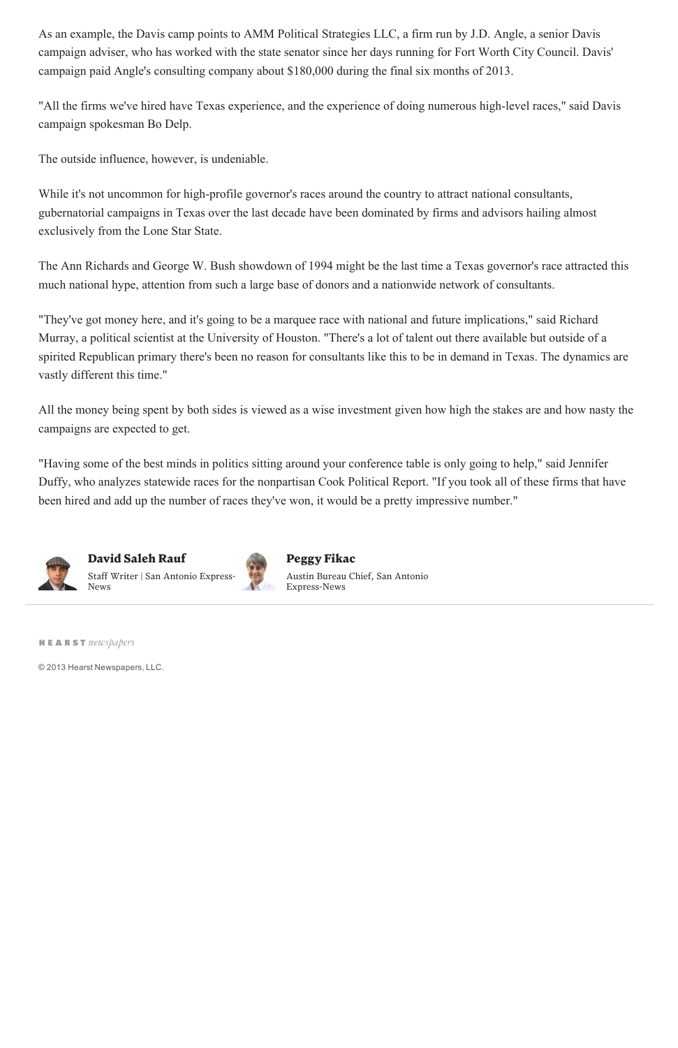As an example, the Davis camp points to AMM Political Strategies LLC, a firm run by J.D. Angle, a senior Davis campaign adviser, who has worked with the state senator since her days running for Fort Worth City Council. Davis' campaign paid Angle's consulting company about $180,000 during the final six months of 2013.

"All the firms we've hired have Texas experience, and the experience of doing numerous high-level races," said Davis campaign spokesman Bo Delp.

The outside influence, however, is undeniable.

While it's not uncommon for high-profile governor's races around the country to attract national consultants, gubernatorial campaigns in Texas over the last decade have been dominated by firms and advisors hailing almost exclusively from the Lone Star State.

The Ann Richards and George W. Bush showdown of 1994 might be the last time a Texas governor's race attracted this much national hype, attention from such a large base of donors and a nationwide network of consultants.

"They've got money here, and it's going to be a marquee race with national and future implications," said Richard Murray, a political scientist at the University of Houston. "There's a lot of talent out there available but outside of a spirited Republican primary there's been no reason for consultants like this to be in demand in Texas. The dynamics are vastly different this time."

All the money being spent by both sides is viewed as a wise investment given how high the stakes are and how nasty the campaigns are expected to get.

"Having some of the best minds in politics sitting around your conference table is only going to help," said Jennifer Duffy, who analyzes statewide races for the nonpartisan Cook Political Report. "If you took all of these firms that have been hired and add up the number of races they've won, it would be a pretty impressive number."

**David Saleh Rauf**
Staff Writer | San Antonio Express-News

**Peggy Fikac**
Austin Bureau Chief, San Antonio Express-News

HEARST *newspapers*

© 2013 Hearst Newspapers, LLC.